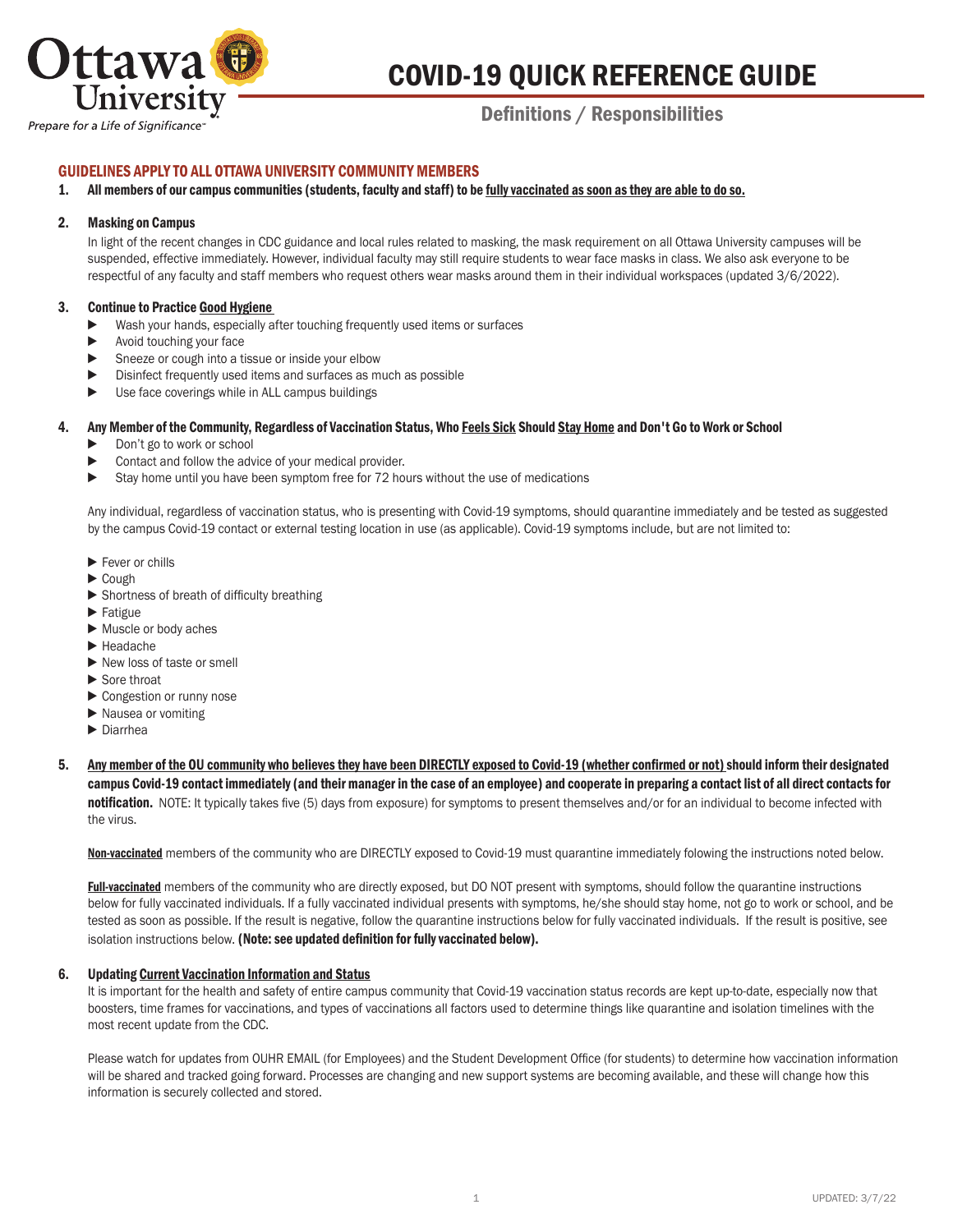# COVID-19 QUICK REFERENCE GUIDE

## Definitions / Responsibilities

Ottawa University
*Prepare for a Life of Significance™*

### GUIDELINES APPLY TO ALL OTTAWA UNIVERSITY COMMUNITY MEMBERS

1. **All members of our campus communities (students, faculty and staff) to be fully vaccinated as soon as they are able to do so.**

2. **Masking on Campus**

   In light of the recent changes in CDC guidance and local rules related to masking, the mask requirement on all Ottawa University campuses will be suspended, effective immediately. However, individual faculty may still require students to wear face masks in class. We also ask everyone to be respectful of any faculty and staff members who request others wear masks around them in their individual workspaces (updated 3/6/2022).

3. **Continue to Practice Good Hygiene**
   - Wash your hands, especially after touching frequently used items or surfaces
   - Avoid touching your face
   - Sneeze or cough into a tissue or inside your elbow
   - Disinfect frequently used items and surfaces as much as possible
   - Use face coverings while in ALL campus buildings

4. **Any Member of the Community, Regardless of Vaccination Status, Who Feels Sick Should Stay Home and Don't Go to Work or School**
   - Don't go to work or school
   - Contact and follow the advice of your medical provider.
   - Stay home until you have been symptom free for 72 hours without the use of medications

   Any individual, regardless of vaccination status, who is presenting with Covid-19 symptoms, should quarantine immediately and be tested as suggested by the campus Covid-19 contact or external testing location in use (as applicable). Covid-19 symptoms include, but are not limited to:

   - Fever or chills
   - Cough
   - Shortness of breath of difficulty breathing
   - Fatigue
   - Muscle or body aches
   - Headache
   - New loss of taste or smell
   - Sore throat
   - Congestion or runny nose
   - Nausea or vomiting
   - Diarrhea

5. **Any member of the OU community who believes they have been DIRECTLY exposed to Covid-19 (whether confirmed or not) should inform their designated campus Covid-19 contact immediately (and their manager in the case of an employee) and cooperate in preparing a contact list of all direct contacts for notification.** NOTE: It typically takes five (5) days from exposure) for symptoms to present themselves and/or for an individual to become infected with the virus.

   **Non-vaccinated** members of the community who are DIRECTLY exposed to Covid-19 must quarantine immediately folowing the instructions noted below.

   **Full-vaccinated** members of the community who are directly exposed, but DO NOT present with symptoms, should follow the quarantine instructions below for fully vaccinated individuals. If a fully vaccinated individual presents with symptoms, he/she should stay home, not go to work or school, and be tested as soon as possible. If the result is negative, follow the quarantine instructions below for fully vaccinated individuals. If the result is positive, see isolation instructions below. **(Note: see updated definition for fully vaccinated below).**

6. **Updating Current Vaccination Information and Status**

   It is important for the health and safety of entire campus community that Covid-19 vaccination status records are kept up-to-date, especially now that boosters, time frames for vaccinations, and types of vaccinations all factors used to determine things like quarantine and isolation timelines with the most recent update from the CDC.

   Please watch for updates from OUHR EMAIL (for Employees) and the Student Development Office (for students) to determine how vaccination information will be shared and tracked going forward. Processes are changing and new support systems are becoming available, and these will change how this information is securely collected and stored.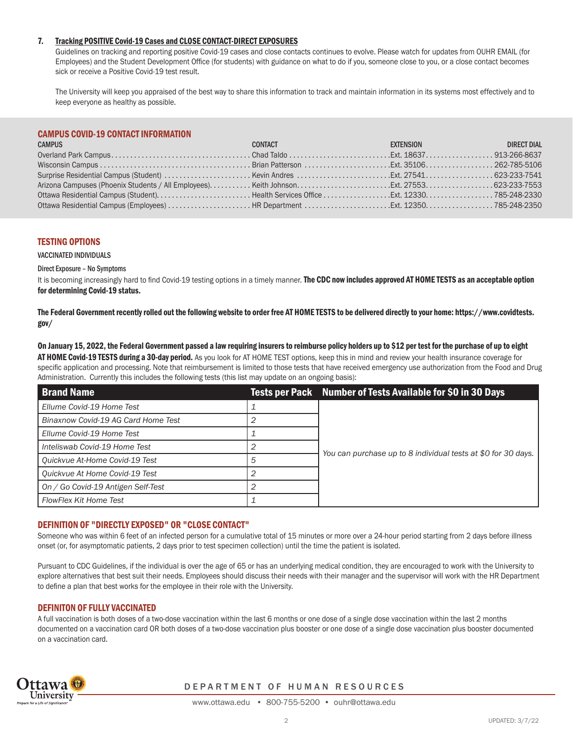7. **Tracking POSITIVE Covid-19 Cases and CLOSE CONTACT-DIRECT EXPOSURES**

   Guidelines on tracking and reporting positive Covid-19 cases and close contacts continues to evolve. Please watch for updates from OUHR EMAIL (for Employees) and the Student Development Office (for students) with guidance on what to do if you, someone close to you, or a close contact becomes sick or receive a Positive Covid-19 test result.

   The University will keep you appraised of the best way to share this information to track and maintain information in its systems most effectively and to keep everyone as healthy as possible.

## CAMPUS COVID-19 CONTACT INFORMATION

| CAMPUS | CONTACT | EXTENSION | DIRECT DIAL |
|---|---|---|---|
| Overland Park Campus | Chad Taldo | Ext. 18637 | 913-266-8637 |
| Wisconsin Campus | Brian Patterson | Ext. 35106 | 262-785-5106 |
| Surprise Residential Campus (Student) | Kevin Andres | Ext. 27541 | 623-233-7541 |
| Arizona Campuses (Phoenix Students / All Employees) | Keith Johnson | Ext. 27553 | 623-233-7553 |
| Ottawa Residential Campus (Student) | Health Services Office | Ext. 12330 | 785-248-2330 |
| Ottawa Residential Campus (Employees) | HR Department | Ext. 12350 | 785-248-2350 |

## TESTING OPTIONS

VACCINATED INDIVIDUALS

Direct Exposure – No Symptoms

It is becoming increasingly hard to find Covid-19 testing options in a timely manner. **The CDC now includes approved AT HOME TESTS as an acceptable option for determining Covid-19 status.**

**The Federal Government recently rolled out the following website to order free AT HOME TESTS to be delivered directly to your home: https://www.covidtests.gov/**

**On January 15, 2022, the Federal Government passed a law requiring insurers to reimburse policy holders up to $12 per test for the purchase of up to eight AT HOME Covid-19 TESTS during a 30-day period.** As you look for AT HOME TEST options, keep this in mind and review your health insurance coverage for specific application and processing. Note that reimbursement is limited to those tests that have received emergency use authorization from the Food and Drug Administration. Currently this includes the following tests (this list may update on an ongoing basis):

| Brand Name | Tests per Pack | Number of Tests Available for $0 in 30 Days |
|---|---|---|
| *Ellume Covid-19 Home Test* | *1* | *You can purchase up to 8 individual tests at $0 for 30 days.* |
| *Binaxnow Covid-19 AG Card Home Test* | *2* | |
| *Ellume Covid-19 Home Test* | *1* | |
| *Inteliswab Covid-19 Home Test* | *2* | |
| *Quickvue At-Home Covid-19 Test* | *5* | |
| *Quickvue At Home Covid-19 Test* | *2* | |
| *On / Go Covid-19 Antigen Self-Test* | *2* | |
| *FlowFlex Kit Home Test* | *1* | |

## DEFINITION OF "DIRECTLY EXPOSED" OR "CLOSE CONTACT"

Someone who was within 6 feet of an infected person for a cumulative total of 15 minutes or more over a 24-hour period starting from 2 days before illness onset (or, for asymptomatic patients, 2 days prior to test specimen collection) until the time the patient is isolated.

Pursuant to CDC Guidelines, if the individual is over the age of 65 or has an underlying medical condition, they are encouraged to work with the University to explore alternatives that best suit their needs. Employees should discuss their needs with their manager and the supervisor will work with the HR Department to define a plan that best works for the employee in their role with the University.

## DEFINITON OF FULLY VACCINATED

A full vaccination is both doses of a two-dose vaccination within the last 6 months or one dose of a single dose vaccination within the last 2 months documented on a vaccination card OR both doses of a two-dose vaccination plus booster or one dose of a single dose vaccination plus booster documented on a vaccination card.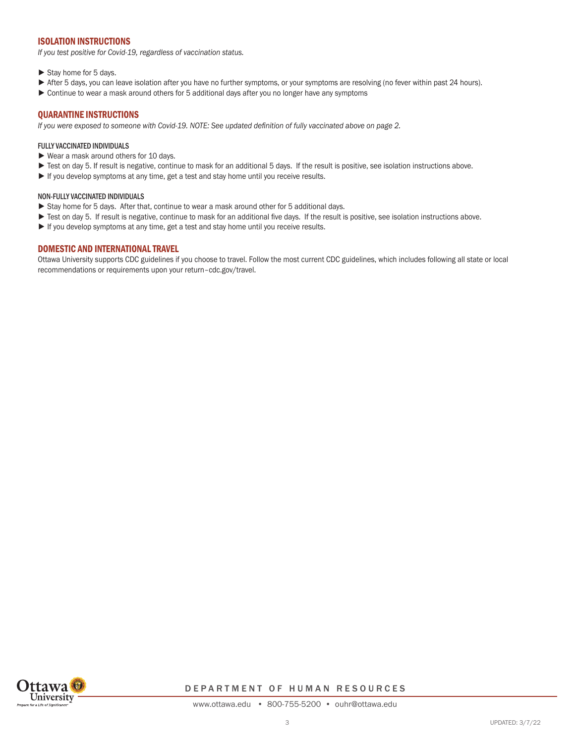## ISOLATION INSTRUCTIONS

*If you test positive for Covid-19, regardless of vaccination status.*

- ► Stay home for 5 days.
- ► After 5 days, you can leave isolation after you have no further symptoms, or your symptoms are resolving (no fever within past 24 hours).
- ► Continue to wear a mask around others for 5 additional days after you no longer have any symptoms

## QUARANTINE INSTRUCTIONS

*If you were exposed to someone with Covid-19. NOTE: See updated definition of fully vaccinated above on page 2.*

### FULLY VACCINATED INDIVIDUALS

- ► Wear a mask around others for 10 days.
- ► Test on day 5. If result is negative, continue to mask for an additional 5 days. If the result is positive, see isolation instructions above.
- ► If you develop symptoms at any time, get a test and stay home until you receive results.

### NON-FULLY VACCINATED INDIVIDUALS

- ► Stay home for 5 days. After that, continue to wear a mask around other for 5 additional days.
- ► Test on day 5. If result is negative, continue to mask for an additional five days. If the result is positive, see isolation instructions above.
- ► If you develop symptoms at any time, get a test and stay home until you receive results.

## DOMESTIC AND INTERNATIONAL TRAVEL

Ottawa University supports CDC guidelines if you choose to travel. Follow the most current CDC guidelines, which includes following all state or local recommendations or requirements upon your return–cdc.gov/travel.

DEPARTMENT OF HUMAN RESOURCES

www.ottawa.edu • 800-755-5200 • ouhr@ottawa.edu

UPDATED: 3/7/22